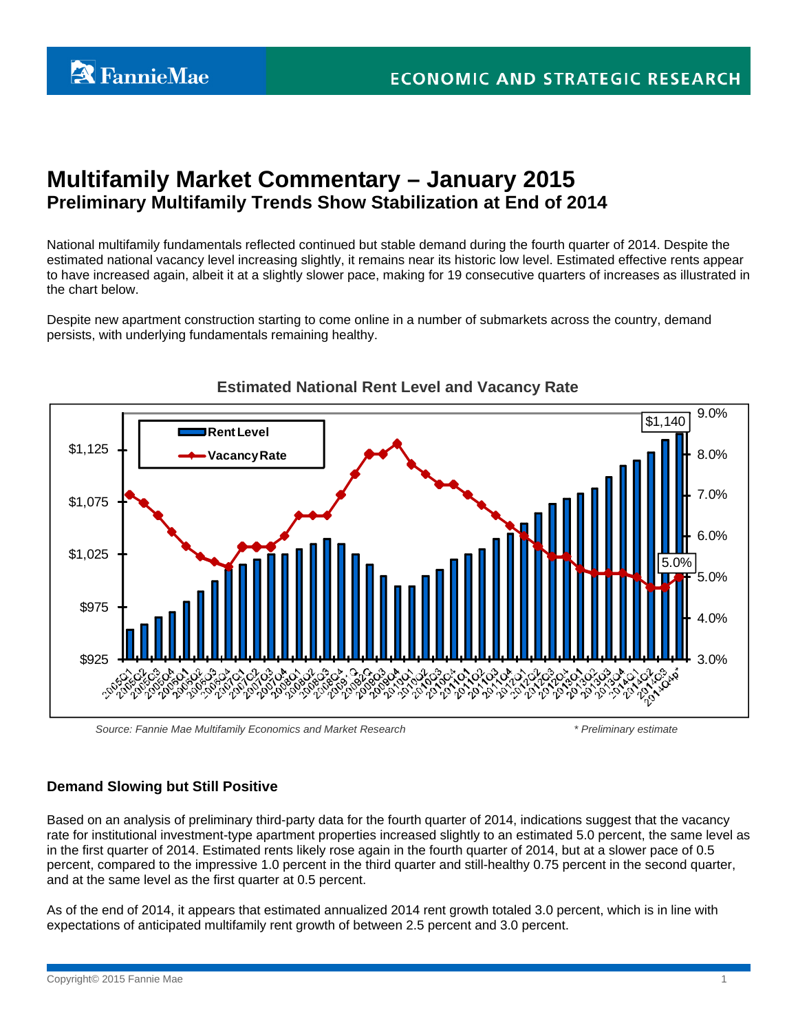# Multifamily Market Commentary – January 2015

## Preliminary Multifamily Trends Show Stabilization at End of 2014

National multifamily fundamentals reflected continued but stable demand during the fourth quarter of 2014. Despite the estimated national vacancy level increasing slightly, it remains near its historic low level. Estimated effective rents appear to have increased again, albeit it at a slightly slower pace, making for 19 consecutive quarters of increases as illustrated in the chart below.

Despite new apartment construction starting to come online in a number of submarkets across the country, demand persists, with underlying fundamentals remaining healthy.

**Estimated National Rent Level and Vacancy Rate**

Rent Level
Vacancy Rate

$1,140
5.0%

$1,125
$1,075
$1,025
$975
$925

9.0%
8.0%
7.0%
6.0%
5.0%
4.0%
3.0%

2005Q1 2005Q2 2005Q3 2005Q4 2006Q1 2006Q2 2006Q3 2006Q4 2007Q1 2007Q2 2007Q3 2007Q4 2008Q1 2008Q2 2008Q3 2008Q4 2009Q1 2009Q2 2009Q3 2009Q4 2010Q1 2010Q2 2010Q3 2010Q4 2011Q1 2011Q2 2011Q3 2011Q4 2012Q1 2012Q2 2012Q3 2012Q4 2013Q1 2013Q2 2013Q3 2013Q4 2014Q1 2014Q2 2014Q3 2014Q4p*

*Source: Fannie Mae Multifamily Economics and Market Research* *\* Preliminary estimate*

### Demand Slowing but Still Positive

Based on an analysis of preliminary third-party data for the fourth quarter of 2014, indications suggest that the vacancy rate for institutional investment-type apartment properties increased slightly to an estimated 5.0 percent, the same level as in the first quarter of 2014. Estimated rents likely rose again in the fourth quarter of 2014, but at a slower pace of 0.5 percent, compared to the impressive 1.0 percent in the third quarter and still-healthy 0.75 percent in the second quarter, and at the same level as the first quarter at 0.5 percent.

As of the end of 2014, it appears that estimated annualized 2014 rent growth totaled 3.0 percent, which is in line with expectations of anticipated multifamily rent growth of between 2.5 percent and 3.0 percent.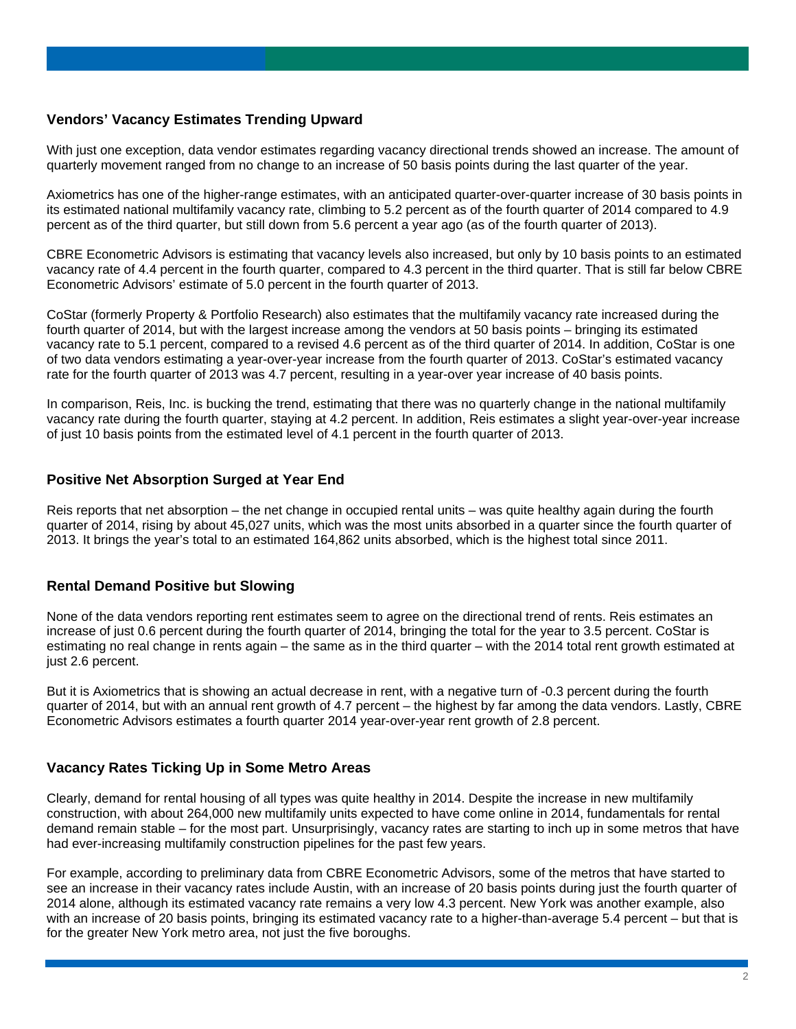## Vendors' Vacancy Estimates Trending Upward

With just one exception, data vendor estimates regarding vacancy directional trends showed an increase. The amount of quarterly movement ranged from no change to an increase of 50 basis points during the last quarter of the year.

Axiometrics has one of the higher-range estimates, with an anticipated quarter-over-quarter increase of 30 basis points in its estimated national multifamily vacancy rate, climbing to 5.2 percent as of the fourth quarter of 2014 compared to 4.9 percent as of the third quarter, but still down from 5.6 percent a year ago (as of the fourth quarter of 2013).

CBRE Econometric Advisors is estimating that vacancy levels also increased, but only by 10 basis points to an estimated vacancy rate of 4.4 percent in the fourth quarter, compared to 4.3 percent in the third quarter. That is still far below CBRE Econometric Advisors' estimate of 5.0 percent in the fourth quarter of 2013.

CoStar (formerly Property & Portfolio Research) also estimates that the multifamily vacancy rate increased during the fourth quarter of 2014, but with the largest increase among the vendors at 50 basis points – bringing its estimated vacancy rate to 5.1 percent, compared to a revised 4.6 percent as of the third quarter of 2014. In addition, CoStar is one of two data vendors estimating a year-over-year increase from the fourth quarter of 2013. CoStar's estimated vacancy rate for the fourth quarter of 2013 was 4.7 percent, resulting in a year-over year increase of 40 basis points.

In comparison, Reis, Inc. is bucking the trend, estimating that there was no quarterly change in the national multifamily vacancy rate during the fourth quarter, staying at 4.2 percent. In addition, Reis estimates a slight year-over-year increase of just 10 basis points from the estimated level of 4.1 percent in the fourth quarter of 2013.

## Positive Net Absorption Surged at Year End

Reis reports that net absorption – the net change in occupied rental units – was quite healthy again during the fourth quarter of 2014, rising by about 45,027 units, which was the most units absorbed in a quarter since the fourth quarter of 2013. It brings the year's total to an estimated 164,862 units absorbed, which is the highest total since 2011.

## Rental Demand Positive but Slowing

None of the data vendors reporting rent estimates seem to agree on the directional trend of rents. Reis estimates an increase of just 0.6 percent during the fourth quarter of 2014, bringing the total for the year to 3.5 percent. CoStar is estimating no real change in rents again – the same as in the third quarter – with the 2014 total rent growth estimated at just 2.6 percent.

But it is Axiometrics that is showing an actual decrease in rent, with a negative turn of -0.3 percent during the fourth quarter of 2014, but with an annual rent growth of 4.7 percent – the highest by far among the data vendors. Lastly, CBRE Econometric Advisors estimates a fourth quarter 2014 year-over-year rent growth of 2.8 percent.

## Vacancy Rates Ticking Up in Some Metro Areas

Clearly, demand for rental housing of all types was quite healthy in 2014. Despite the increase in new multifamily construction, with about 264,000 new multifamily units expected to have come online in 2014, fundamentals for rental demand remain stable – for the most part. Unsurprisingly, vacancy rates are starting to inch up in some metros that have had ever-increasing multifamily construction pipelines for the past few years.

For example, according to preliminary data from CBRE Econometric Advisors, some of the metros that have started to see an increase in their vacancy rates include Austin, with an increase of 20 basis points during just the fourth quarter of 2014 alone, although its estimated vacancy rate remains a very low 4.3 percent. New York was another example, also with an increase of 20 basis points, bringing its estimated vacancy rate to a higher-than-average 5.4 percent – but that is for the greater New York metro area, not just the five boroughs.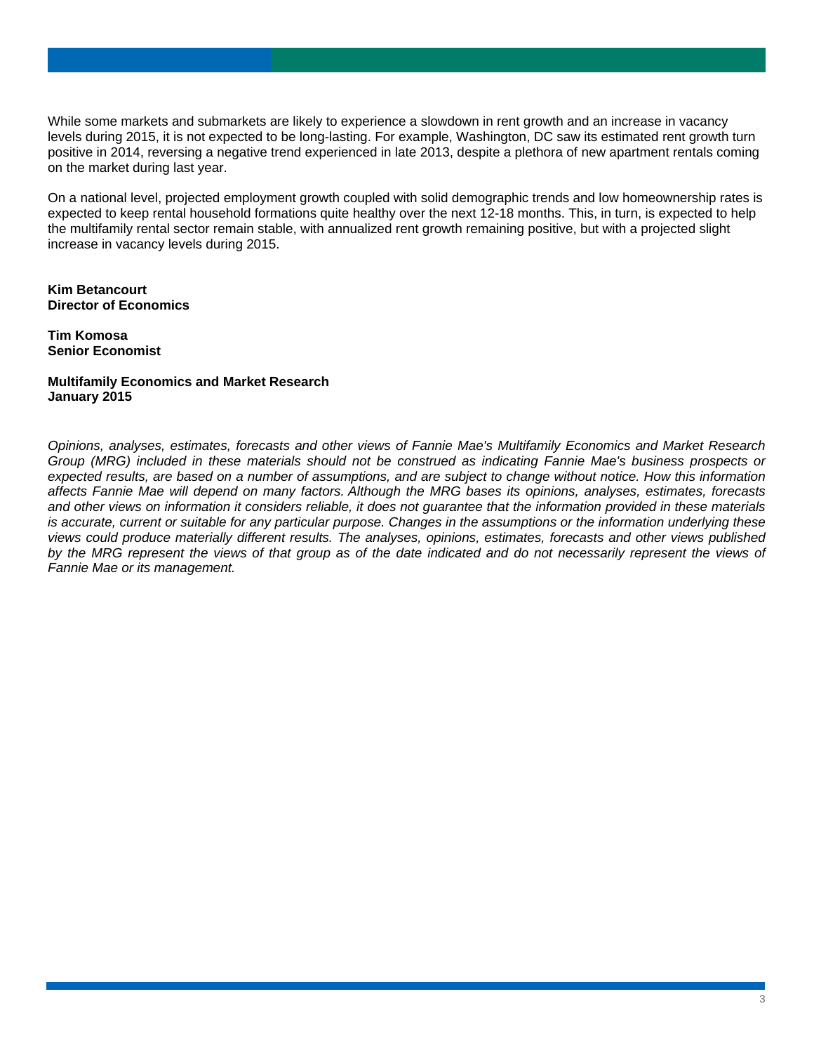While some markets and submarkets are likely to experience a slowdown in rent growth and an increase in vacancy levels during 2015, it is not expected to be long-lasting. For example, Washington, DC saw its estimated rent growth turn positive in 2014, reversing a negative trend experienced in late 2013, despite a plethora of new apartment rentals coming on the market during last year.

On a national level, projected employment growth coupled with solid demographic trends and low homeownership rates is expected to keep rental household formations quite healthy over the next 12-18 months. This, in turn, is expected to help the multifamily rental sector remain stable, with annualized rent growth remaining positive, but with a projected slight increase in vacancy levels during 2015.

**Kim Betancourt**
**Director of Economics**

**Tim Komosa**
**Senior Economist**

**Multifamily Economics and Market Research**
**January 2015**

*Opinions, analyses, estimates, forecasts and other views of Fannie Mae's Multifamily Economics and Market Research Group (MRG) included in these materials should not be construed as indicating Fannie Mae's business prospects or expected results, are based on a number of assumptions, and are subject to change without notice. How this information affects Fannie Mae will depend on many factors. Although the MRG bases its opinions, analyses, estimates, forecasts and other views on information it considers reliable, it does not guarantee that the information provided in these materials is accurate, current or suitable for any particular purpose. Changes in the assumptions or the information underlying these views could produce materially different results. The analyses, opinions, estimates, forecasts and other views published by the MRG represent the views of that group as of the date indicated and do not necessarily represent the views of Fannie Mae or its management.*